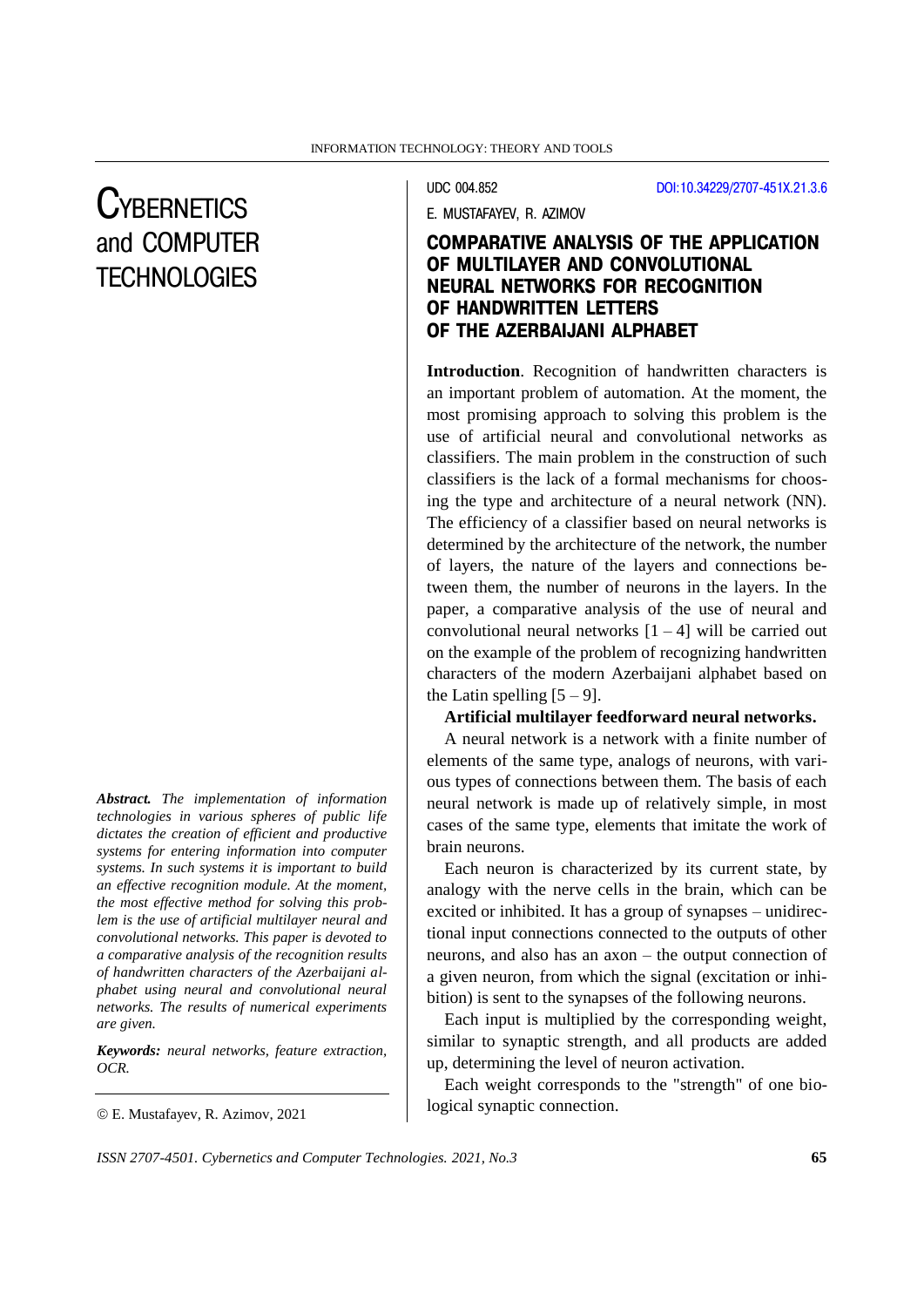UDC 004.852

DOI:10.34229/2707-451X.21.3.6

E. MUSTAFAYEV, R. AZIMOV

# COMPARATIVE ANALYSIS OF THE APPLICATION OF MULTILAYER AND CONVOLUTIONAL NEURAL NETWORKS FOR RECOGNITION OF HANDWRITTEN LETTERS OF THE AZERBAIJANI ALPHABET

***Abstract.*** *The implementation of information technologies in various spheres of public life dictates the creation of efficient and productive systems for entering information into computer systems. In such systems it is important to build an effective recognition module. At the moment, the most effective method for solving this problem is the use of artificial multilayer neural and convolutional networks. This paper is devoted to a comparative analysis of the recognition results of handwritten characters of the Azerbaijani alphabet using neural and convolutional neural networks. The results of numerical experiments are given.*

***Keywords:*** *neural networks, feature extraction, OCR.*

© E. Mustafayev, R. Azimov, 2021

**Introduction**. Recognition of handwritten characters is an important problem of automation. At the moment, the most promising approach to solving this problem is the use of artificial neural and convolutional networks as classifiers. The main problem in the construction of such classifiers is the lack of a formal mechanisms for choosing the type and architecture of a neural network (NN). The efficiency of a classifier based on neural networks is determined by the architecture of the network, the number of layers, the nature of the layers and connections between them, the number of neurons in the layers. In the paper, a comparative analysis of the use of neural and convolutional neural networks [1 – 4] will be carried out on the example of the problem of recognizing handwritten characters of the modern Azerbaijani alphabet based on the Latin spelling [5 – 9].

**Artificial multilayer feedforward neural networks.**

A neural network is a network with a finite number of elements of the same type, analogs of neurons, with various types of connections between them. The basis of each neural network is made up of relatively simple, in most cases of the same type, elements that imitate the work of brain neurons.

Each neuron is characterized by its current state, by analogy with the nerve cells in the brain, which can be excited or inhibited. It has a group of synapses – unidirectional input connections connected to the outputs of other neurons, and also has an axon – the output connection of a given neuron, from which the signal (excitation or inhibition) is sent to the synapses of the following neurons.

Each input is multiplied by the corresponding weight, similar to synaptic strength, and all products are added up, determining the level of neuron activation.

Each weight corresponds to the "strength" of one biological synaptic connection.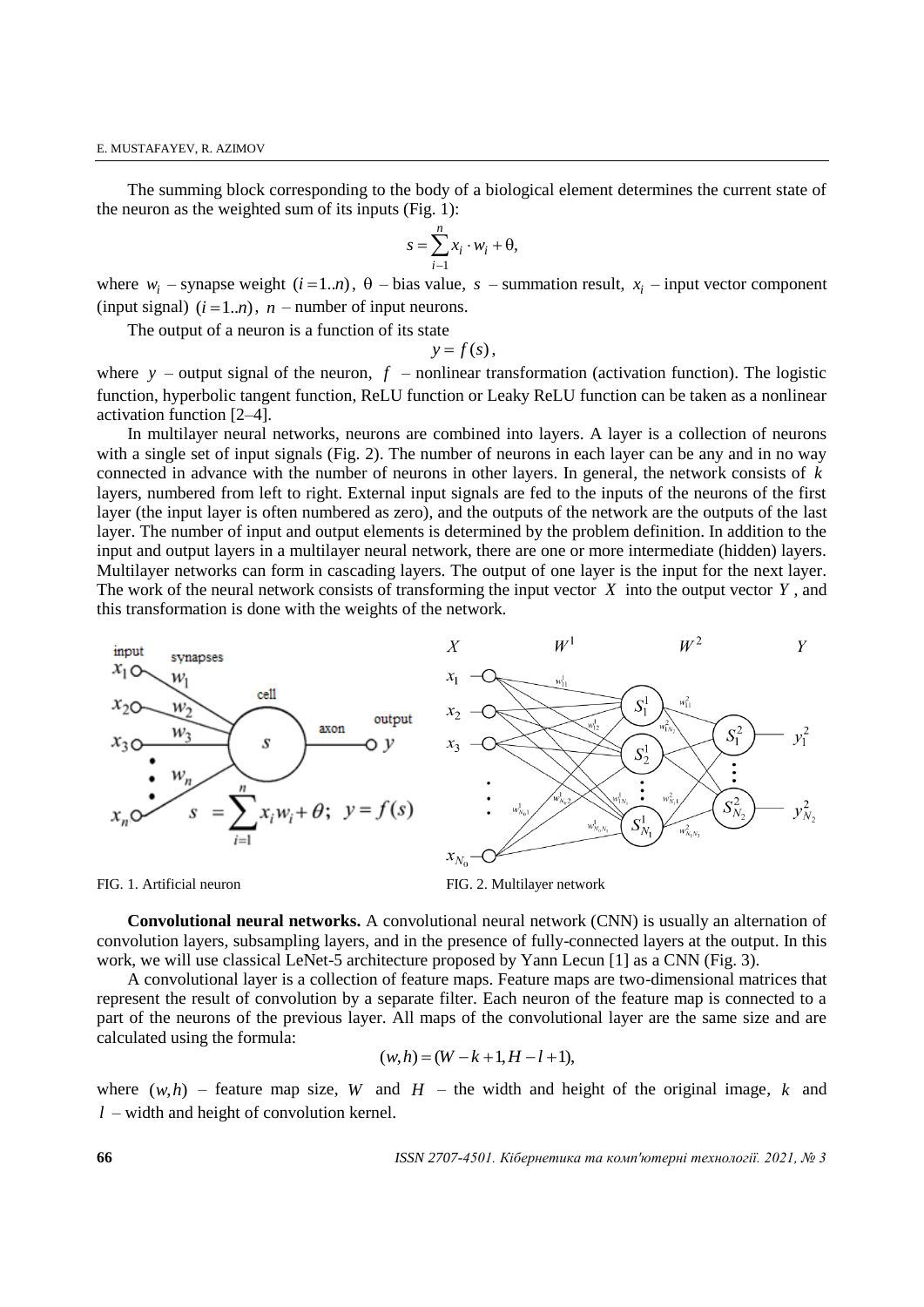The summing block corresponding to the body of a biological element determines the current state of the neuron as the weighted sum of its inputs (Fig. 1):

$$s = \sum_{i-1}^{n} x_i \cdot w_i + \theta,$$

where $w_i$ – synapse weight $(i = 1..n)$, $\theta$ – bias value, $s$ – summation result, $x_i$ – input vector component (input signal) $(i = 1..n)$, $n$ – number of input neurons.

The output of a neuron is a function of its state

$$y = f(s),$$

where $y$ – output signal of the neuron, $f$ – nonlinear transformation (activation function). The logistic function, hyperbolic tangent function, ReLU function or Leaky ReLU function can be taken as a nonlinear activation function [2–4].

In multilayer neural networks, neurons are combined into layers. A layer is a collection of neurons with a single set of input signals (Fig. 2). The number of neurons in each layer can be any and in no way connected in advance with the number of neurons in other layers. In general, the network consists of $k$ layers, numbered from left to right. External input signals are fed to the inputs of the neurons of the first layer (the input layer is often numbered as zero), and the outputs of the network are the outputs of the last layer. The number of input and output elements is determined by the problem definition. In addition to the input and output layers in a multilayer neural network, there are one or more intermediate (hidden) layers. Multilayer networks can form in cascading layers. The output of one layer is the input for the next layer. The work of the neural network consists of transforming the input vector $X$ into the output vector $Y$, and this transformation is done with the weights of the network.

FIG. 1. Artificial neuron

FIG. 2. Multilayer network

**Convolutional neural networks.** A convolutional neural network (CNN) is usually an alternation of convolution layers, subsampling layers, and in the presence of fully-connected layers at the output. In this work, we will use classical LeNet-5 architecture proposed by Yann Lecun [1] as a CNN (Fig. 3).

A convolutional layer is a collection of feature maps. Feature maps are two-dimensional matrices that represent the result of convolution by a separate filter. Each neuron of the feature map is connected to a part of the neurons of the previous layer. All maps of the convolutional layer are the same size and are calculated using the formula:

$$(w, h) = (W - k + 1, H - l + 1),$$

where $(w, h)$ – feature map size, $W$ and $H$ – the width and height of the original image, $k$ and $l$ – width and height of convolution kernel.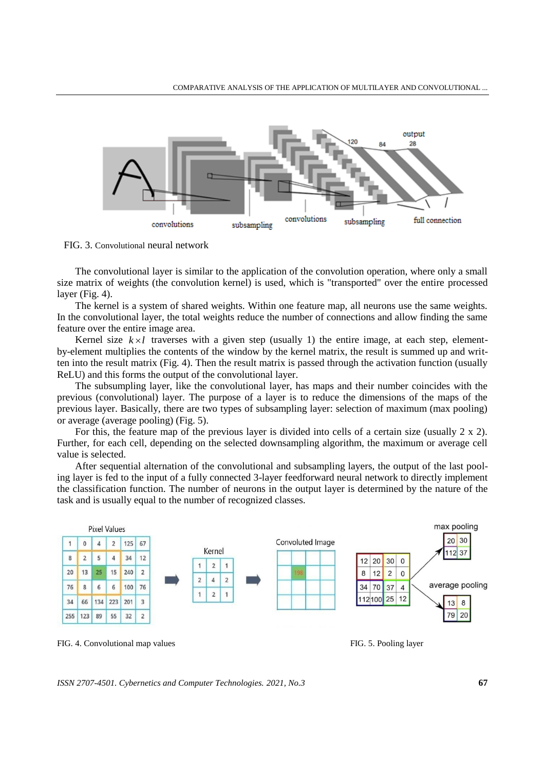FIG. 3. Convolutional neural network

The convolutional layer is similar to the application of the convolution operation, where only a small size matrix of weights (the convolution kernel) is used, which is "transported" over the entire processed layer (Fig. 4).

The kernel is a system of shared weights. Within one feature map, all neurons use the same weights. In the convolutional layer, the total weights reduce the number of connections and allow finding the same feature over the entire image area.

Kernel size $k \times l$ traverses with a given step (usually 1) the entire image, at each step, element-by-element multiplies the contents of the window by the kernel matrix, the result is summed up and written into the result matrix (Fig. 4). Then the result matrix is passed through the activation function (usually ReLU) and this forms the output of the convolutional layer.

The subsumpling layer, like the convolutional layer, has maps and their number coincides with the previous (convolutional) layer. The purpose of a layer is to reduce the dimensions of the maps of the previous layer. Basically, there are two types of subsampling layer: selection of maximum (max pooling) or average (average pooling) (Fig. 5).

For this, the feature map of the previous layer is divided into cells of a certain size (usually 2 x 2). Further, for each cell, depending on the selected downsampling algorithm, the maximum or average cell value is selected.

After sequential alternation of the convolutional and subsampling layers, the output of the last pooling layer is fed to the input of a fully connected 3-layer feedforward neural network to directly implement the classification function. The number of neurons in the output layer is determined by the nature of the task and is usually equal to the number of recognized classes.

FIG. 4. Convolutional map values

FIG. 5. Pooling layer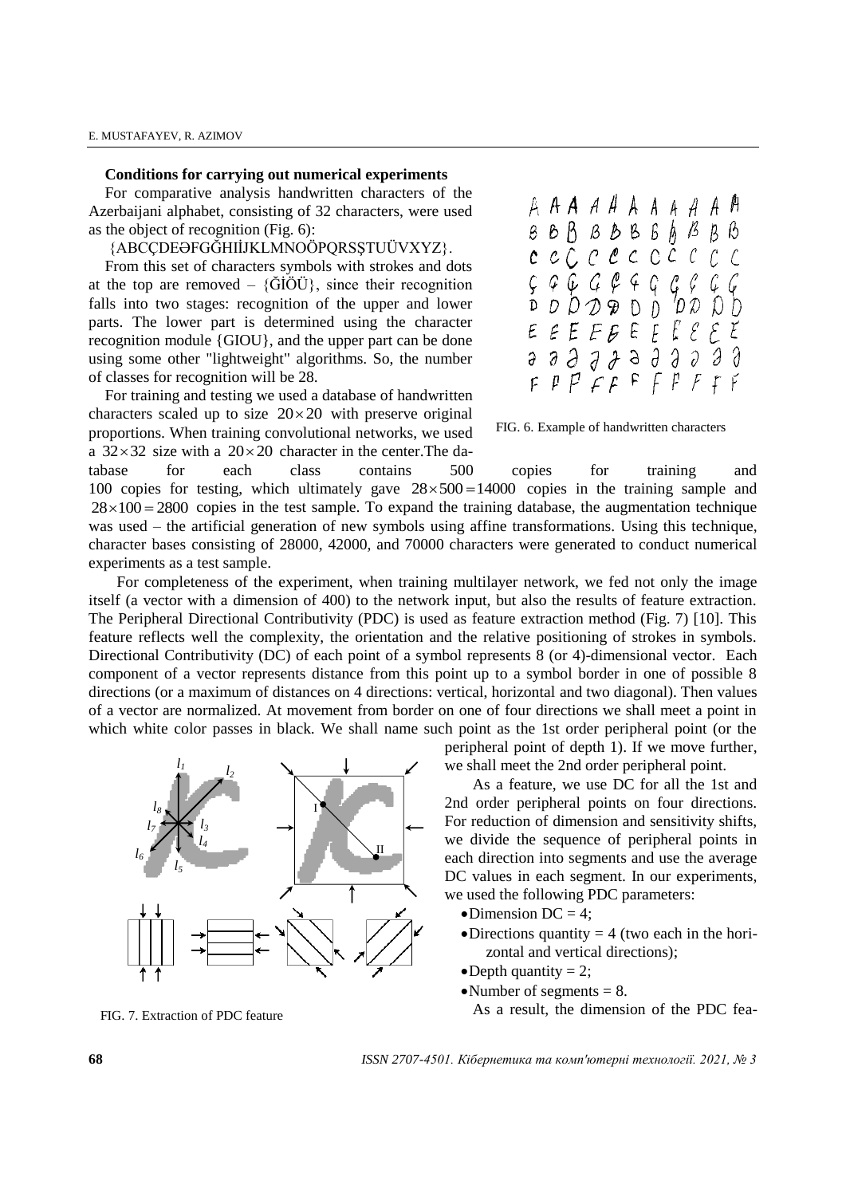### Conditions for carrying out numerical experiments

For comparative analysis handwritten characters of the Azerbaijani alphabet, consisting of 32 characters, were used as the object of recognition (Fig. 6):

{ABCÇDEƏFGĞHIİJKLMNOÖPQRSŞTUÜVXYZ}.

From this set of characters symbols with strokes and dots at the top are removed – {ĞİÖÜ}, since their recognition falls into two stages: recognition of the upper and lower parts. The lower part is determined using the character recognition module {GIOU}, and the upper part can be done using some other "lightweight" algorithms. So, the number of classes for recognition will be 28.

For training and testing we used a database of handwritten characters scaled up to size $20\times20$ with preserve original proportions. When training convolutional networks, we used a $32\times32$ size with a $20\times20$ character in the center.The database for each class contains 500 copies for training and 100 copies for testing, which ultimately gave $28\times500=14000$ copies in the training sample and $28\times100=2800$ copies in the test sample. To expand the training database, the augmentation technique was used – the artificial generation of new symbols using affine transformations. Using this technique, character bases consisting of 28000, 42000, and 70000 characters were generated to conduct numerical experiments as a test sample.

FIG. 6. Example of handwritten characters

For completeness of the experiment, when training multilayer network, we fed not only the image itself (a vector with a dimension of 400) to the network input, but also the results of feature extraction. The Peripheral Directional Contributivity (PDC) is used as feature extraction method (Fig. 7) [10]. This feature reflects well the complexity, the orientation and the relative positioning of strokes in symbols. Directional Contributivity (DC) of each point of a symbol represents 8 (or 4)-dimensional vector. Each component of a vector represents distance from this point up to a symbol border in one of possible 8 directions (or a maximum of distances on 4 directions: vertical, horizontal and two diagonal). Then values of a vector are normalized. At movement from border on one of four directions we shall meet a point in which white color passes in black. We shall name such point as the 1st order peripheral point (or the peripheral point of depth 1). If we move further, we shall meet the 2nd order peripheral point.

FIG. 7. Extraction of PDC feature

As a feature, we use DC for all the 1st and 2nd order peripheral points on four directions. For reduction of dimension and sensitivity shifts, we divide the sequence of peripheral points in each direction into segments and use the average DC values in each segment. In our experiments, we used the following PDC parameters:

- Dimension DC = 4;
- Directions quantity = 4 (two each in the horizontal and vertical directions);
- Depth quantity = 2;
- Number of segments = 8.

As a result, the dimension of the PDC fea-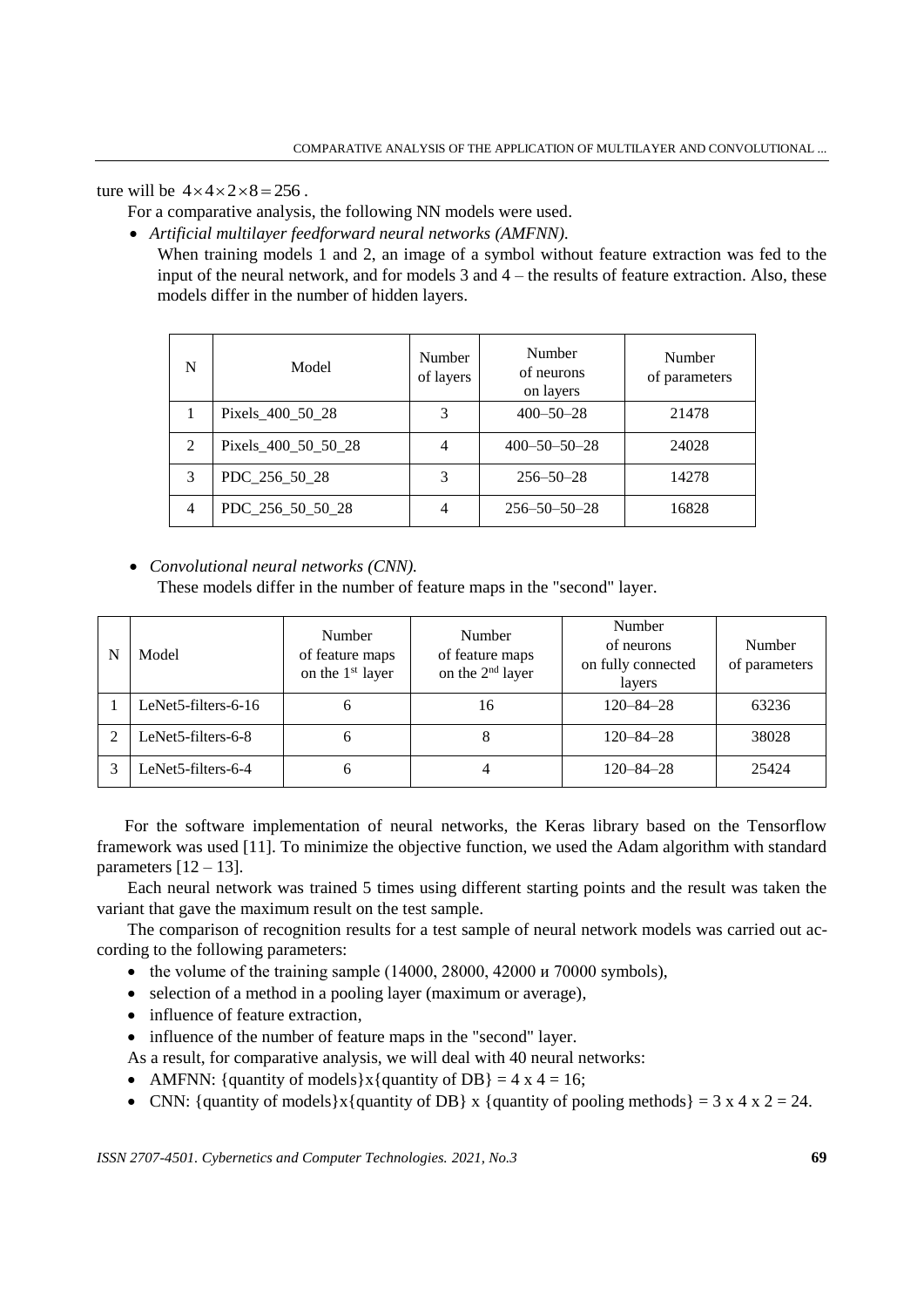ture will be $4 \times 4 \times 2 \times 8 = 256$.

For a comparative analysis, the following NN models were used.

- *Artificial multilayer feedforward neural networks (AMFNN).*

  When training models 1 and 2, an image of a symbol without feature extraction was fed to the input of the neural network, and for models 3 and 4 – the results of feature extraction. Also, these models differ in the number of hidden layers.

| N | Model | Number of layers | Number of neurons on layers | Number of parameters |
|---|---|---|---|---|
| 1 | Pixels_400_50_28 | 3 | 400–50–28 | 21478 |
| 2 | Pixels_400_50_50_28 | 4 | 400–50–50–28 | 24028 |
| 3 | PDC_256_50_28 | 3 | 256–50–28 | 14278 |
| 4 | PDC_256_50_50_28 | 4 | 256–50–50–28 | 16828 |

- *Convolutional neural networks (CNN).*

  These models differ in the number of feature maps in the "second" layer.

| N | Model | Number of feature maps on the 1st layer | Number of feature maps on the 2nd layer | Number of neurons on fully connected layers | Number of parameters |
|---|---|---|---|---|---|
| 1 | LeNet5-filters-6-16 | 6 | 16 | 120–84–28 | 63236 |
| 2 | LeNet5-filters-6-8 | 6 | 8 | 120–84–28 | 38028 |
| 3 | LeNet5-filters-6-4 | 6 | 4 | 120–84–28 | 25424 |

For the software implementation of neural networks, the Keras library based on the Tensorflow framework was used [11]. To minimize the objective function, we used the Adam algorithm with standard parameters [12 – 13].

Each neural network was trained 5 times using different starting points and the result was taken the variant that gave the maximum result on the test sample.

The comparison of recognition results for a test sample of neural network models was carried out according to the following parameters:

- the volume of the training sample (14000, 28000, 42000 и 70000 symbols),
- selection of a method in a pooling layer (maximum or average),
- influence of feature extraction,
- influence of the number of feature maps in the "second" layer.

As a result, for comparative analysis, we will deal with 40 neural networks:

- AMFNN: {quantity of models}x{quantity of DB} = 4 x 4 = 16;
- CNN: {quantity of models}x{quantity of DB} x {quantity of pooling methods} = 3 x 4 x 2 = 24.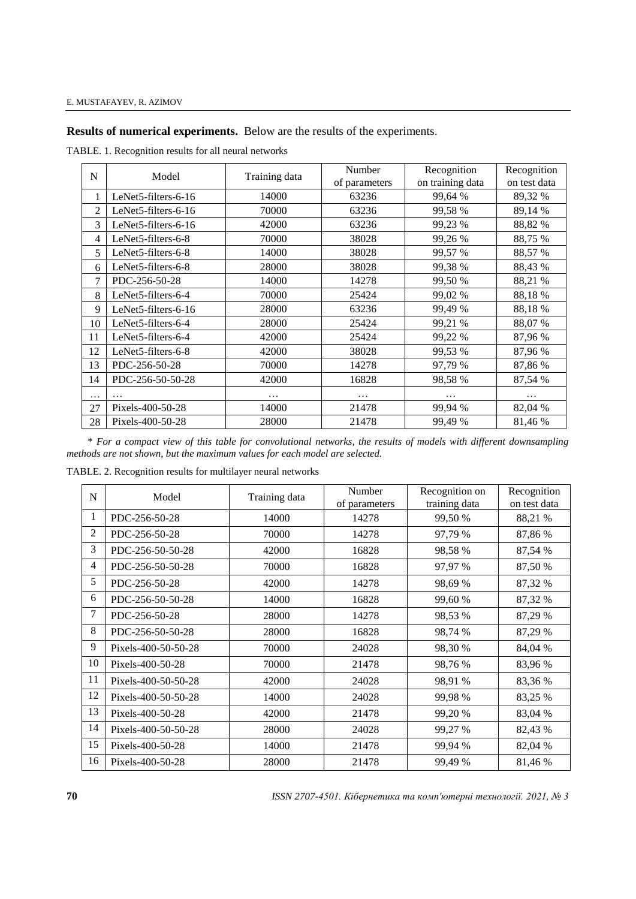**Results of numerical experiments.** Below are the results of the experiments.

TABLE. 1. Recognition results for all neural networks

| N | Model | Training data | Number of parameters | Recognition on training data | Recognition on test data |
|---|---|---|---|---|---|
| 1 | LeNet5-filters-6-16 | 14000 | 63236 | 99,64 % | 89,32 % |
| 2 | LeNet5-filters-6-16 | 70000 | 63236 | 99,58 % | 89,14 % |
| 3 | LeNet5-filters-6-16 | 42000 | 63236 | 99,23 % | 88,82 % |
| 4 | LeNet5-filters-6-8 | 70000 | 38028 | 99,26 % | 88,75 % |
| 5 | LeNet5-filters-6-8 | 14000 | 38028 | 99,57 % | 88,57 % |
| 6 | LeNet5-filters-6-8 | 28000 | 38028 | 99,38 % | 88,43 % |
| 7 | PDC-256-50-28 | 14000 | 14278 | 99,50 % | 88,21 % |
| 8 | LeNet5-filters-6-4 | 70000 | 25424 | 99,02 % | 88,18 % |
| 9 | LeNet5-filters-6-16 | 28000 | 63236 | 99,49 % | 88,18 % |
| 10 | LeNet5-filters-6-4 | 28000 | 25424 | 99,21 % | 88,07 % |
| 11 | LeNet5-filters-6-4 | 42000 | 25424 | 99,22 % | 87,96 % |
| 12 | LeNet5-filters-6-8 | 42000 | 38028 | 99,53 % | 87,96 % |
| 13 | PDC-256-50-28 | 70000 | 14278 | 97,79 % | 87,86 % |
| 14 | PDC-256-50-50-28 | 42000 | 16828 | 98,58 % | 87,54 % |
| … | … | … | … | … | … |
| 27 | Pixels-400-50-28 | 14000 | 21478 | 99,94 % | 82,04 % |
| 28 | Pixels-400-50-28 | 28000 | 21478 | 99,49 % | 81,46 % |

*\* For a compact view of this table for convolutional networks, the results of models with different downsampling methods are not shown, but the maximum values for each model are selected.*

TABLE. 2. Recognition results for multilayer neural networks

| N | Model | Training data | Number of parameters | Recognition on training data | Recognition on test data |
|---|---|---|---|---|---|
| 1 | PDC-256-50-28 | 14000 | 14278 | 99,50 % | 88,21 % |
| 2 | PDC-256-50-28 | 70000 | 14278 | 97,79 % | 87,86 % |
| 3 | PDC-256-50-50-28 | 42000 | 16828 | 98,58 % | 87,54 % |
| 4 | PDC-256-50-50-28 | 70000 | 16828 | 97,97 % | 87,50 % |
| 5 | PDC-256-50-28 | 42000 | 14278 | 98,69 % | 87,32 % |
| 6 | PDC-256-50-50-28 | 14000 | 16828 | 99,60 % | 87,32 % |
| 7 | PDC-256-50-28 | 28000 | 14278 | 98,53 % | 87,29 % |
| 8 | PDC-256-50-50-28 | 28000 | 16828 | 98,74 % | 87,29 % |
| 9 | Pixels-400-50-50-28 | 70000 | 24028 | 98,30 % | 84,04 % |
| 10 | Pixels-400-50-28 | 70000 | 21478 | 98,76 % | 83,96 % |
| 11 | Pixels-400-50-50-28 | 42000 | 24028 | 98,91 % | 83,36 % |
| 12 | Pixels-400-50-50-28 | 14000 | 24028 | 99,98 % | 83,25 % |
| 13 | Pixels-400-50-28 | 42000 | 21478 | 99,20 % | 83,04 % |
| 14 | Pixels-400-50-50-28 | 28000 | 24028 | 99,27 % | 82,43 % |
| 15 | Pixels-400-50-28 | 14000 | 21478 | 99,94 % | 82,04 % |
| 16 | Pixels-400-50-28 | 28000 | 21478 | 99,49 % | 81,46 % |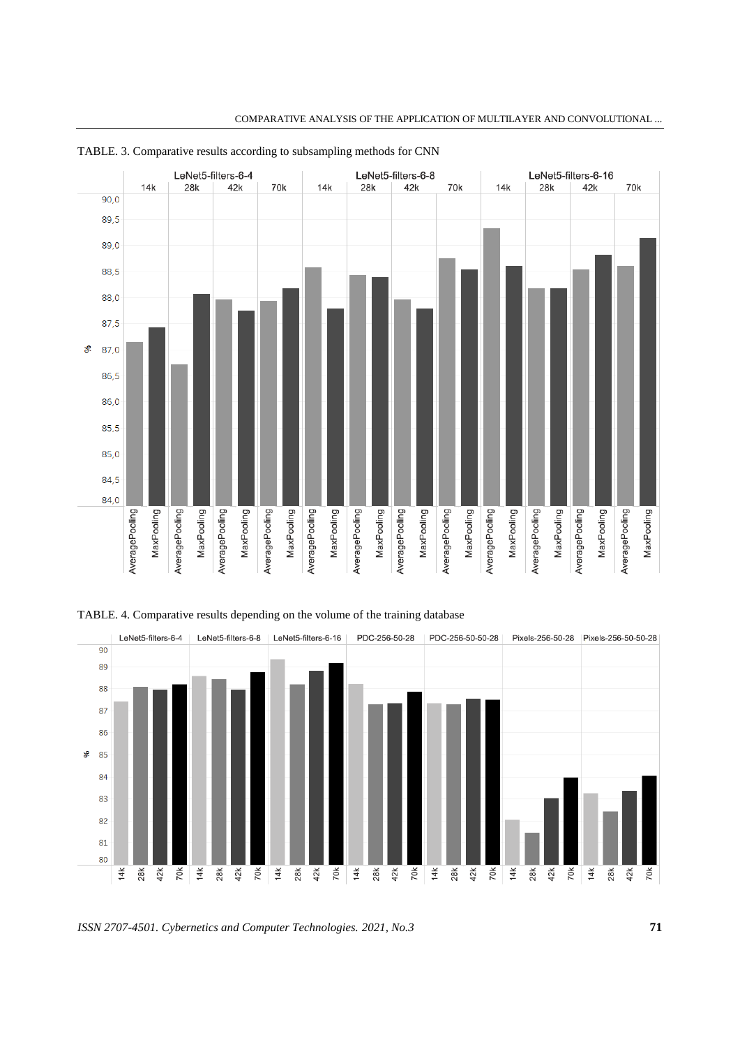TABLE. 3. Comparative results according to subsampling methods for CNN

TABLE. 4. Comparative results depending on the volume of the training database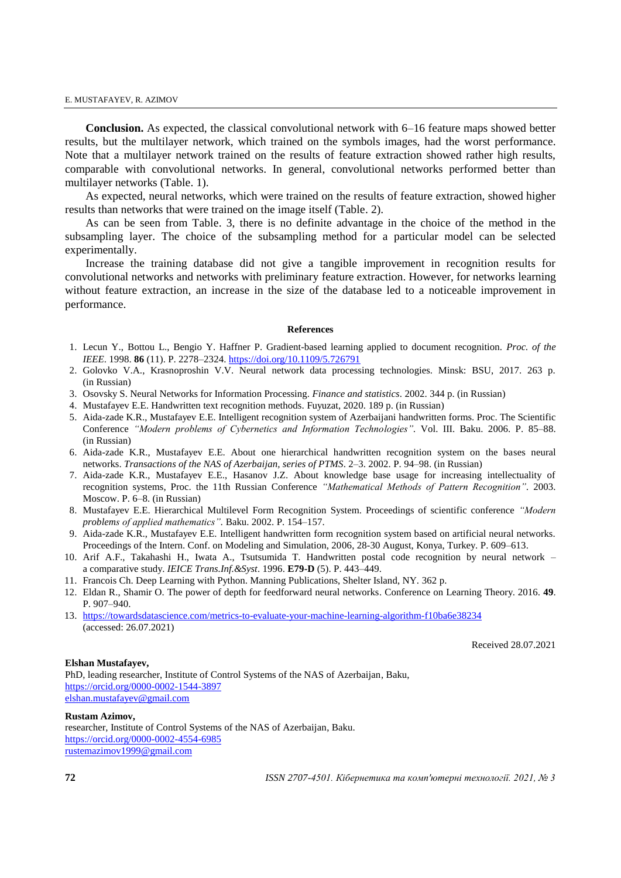**Conclusion.** As expected, the classical convolutional network with 6–16 feature maps showed better results, but the multilayer network, which trained on the symbols images, had the worst performance. Note that a multilayer network trained on the results of feature extraction showed rather high results, comparable with convolutional networks. In general, convolutional networks performed better than multilayer networks (Table. 1).

As expected, neural networks, which were trained on the results of feature extraction, showed higher results than networks that were trained on the image itself (Table. 2).

As can be seen from Table. 3, there is no definite advantage in the choice of the method in the subsampling layer. The choice of the subsampling method for a particular model can be selected experimentally.

Increase the training database did not give a tangible improvement in recognition results for convolutional networks and networks with preliminary feature extraction. However, for networks learning without feature extraction, an increase in the size of the database led to a noticeable improvement in performance.

### References

1. Lecun Y., Bottou L., Bengio Y. Haffner P. Gradient-based learning applied to document recognition. *Proc. of the IEEE*. 1998. **86** (11). P. 2278–2324. https://doi.org/10.1109/5.726791
2. Golovko V.A., Krasnoproshin V.V. Neural network data processing technologies. Minsk: BSU, 2017. 263 p. (in Russian)
3. Osovsky S. Neural Networks for Information Processing. *Finance and statistics*. 2002. 344 p. (in Russian)
4. Mustafayev E.E. Handwritten text recognition methods. Fuyuzat, 2020. 189 p. (in Russian)
5. Aida-zade K.R., Mustafayev E.E. Intelligent recognition system of Azerbaijani handwritten forms. Proc. The Scientific Conference *"Modern problems of Cybernetics and Information Technologies"*. Vol. III. Baku. 2006. P. 85–88. (in Russian)
6. Aida-zade K.R., Mustafayev E.E. About one hierarchical handwritten recognition system on the bases neural networks. *Transactions of the NAS of Azerbaijan, series of PTMS*. 2–3. 2002. P. 94–98. (in Russian)
7. Aida-zade K.R., Mustafayev E.E., Hasanov J.Z. About knowledge base usage for increasing intellectuality of recognition systems, Proc. the 11th Russian Conference *"Mathematical Methods of Pattern Recognition"*. 2003. Moscow. P. 6–8. (in Russian)
8. Mustafayev E.E. Hierarchical Multilevel Form Recognition System. Proceedings of scientific conference *"Modern problems of applied mathematics"*. Baku. 2002. P. 154–157.
9. Aida-zade K.R., Mustafayev E.E. Intelligent handwritten form recognition system based on artificial neural networks. Proceedings of the Intern. Conf. on Modeling and Simulation, 2006, 28-30 August, Konya, Turkey. P. 609–613.
10. Arif A.F., Takahashi H., Iwata A., Tsutsumida T. Handwritten postal code recognition by neural network – a comparative study. *IEICE Trans.Inf.&Syst*. 1996. **E79-D** (5). P. 443–449.
11. Francois Ch. Deep Learning with Python. Manning Publications, Shelter Island, NY. 362 p.
12. Eldan R., Shamir O. The power of depth for feedforward neural networks. Conference on Learning Theory. 2016. **49**. P. 907–940.
13. https://towardsdatascience.com/metrics-to-evaluate-your-machine-learning-algorithm-f10ba6e38234 (accessed: 26.07.2021)

Received 28.07.2021

**Elshan Mustafayev,**
PhD, leading researcher, Institute of Control Systems of the NAS of Azerbaijan, Baku,
https://orcid.org/0000-0002-1544-3897
elshan.mustafayev@gmail.com

**Rustam Azimov,**
researcher, Institute of Control Systems of the NAS of Azerbaijan, Baku.
https://orcid.org/0000-0002-4554-6985
rustemazimov1999@gmail.com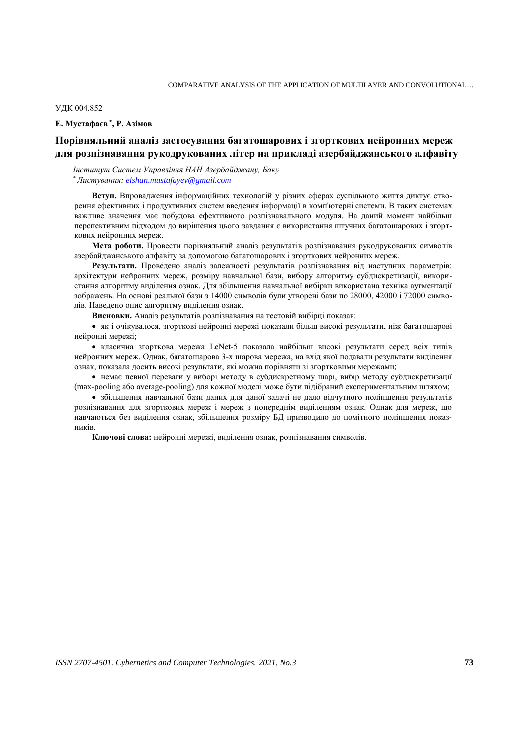УДК 004.852

**Е. Мустафаєв [*], Р. Азімов**

## Порівняльний аналіз застосування багатошарових і згорткових нейронних мереж для розпізнавання рукодрукованих літер на прикладі азербайджанського алфавіту

*Інститут Систем Управління НАН Азербайджану, Баку*
*[*] Листування: elshan.mustafayev@gmail.com*

**Вступ.** Впровадження інформаційних технологій у різних сферах суспільного життя диктує створення ефективних і продуктивних систем введення інформації в комп'ютерні системи. В таких системах важливе значення має побудова ефективного розпізнавального модуля. На даний момент найбільш перспективним підходом до вирішення цього завдання є використання штучних багатошарових і згорткових нейронних мереж.

**Мета роботи.** Провести порівняльний аналіз результатів розпізнавання рукодрукованих символів азербайджанського алфавіту за допомогою багатошарових і згорткових нейронних мереж.

**Результати.** Проведено аналіз залежності результатів розпізнавання від наступних параметрів: архітектури нейронних мереж, розміру навчальної бази, вибору алгоритму субдискретизації, використання алгоритму виділення ознак. Для збільшення навчальної вибірки використана техніка аугментації зображень. На основі реальної бази з 14000 символів були утворені бази по 28000, 42000 і 72000 символів. Наведено опис алгоритму виділення ознак.

**Висновки.** Аналіз результатів розпізнавання на тестовій вибірці показав:

- як і очікувалося, згорткові нейронні мережі показали більш високі результати, ніж багатошарові нейронні мережі;
- класична згорткова мережа LeNet-5 показала найбільш високі результати серед всіх типів нейронних мереж. Однак, багатошарова 3-х шарова мережа, на вхід якої подавали результати виділення ознак, показала досить високі результати, які можна порівняти зі згортковими мережами;
- немає певної переваги у виборі методу в субдискретному шарі, вибір методу субдискретизації (max-pooling або average-pooling) для кожної моделі може бути підібраний експериментальним шляхом;
- збільшення навчальної бази даних для даної задачі не дало відчутного поліпшення результатів розпізнавання для згорткових мереж і мереж з попереднім виділенням ознак. Однак для мереж, що навчаються без виділення ознак, збільшення розміру БД призводило до помітного поліпшення показників.

**Ключові слова:** нейронні мережі, виділення ознак, розпізнавання символів.